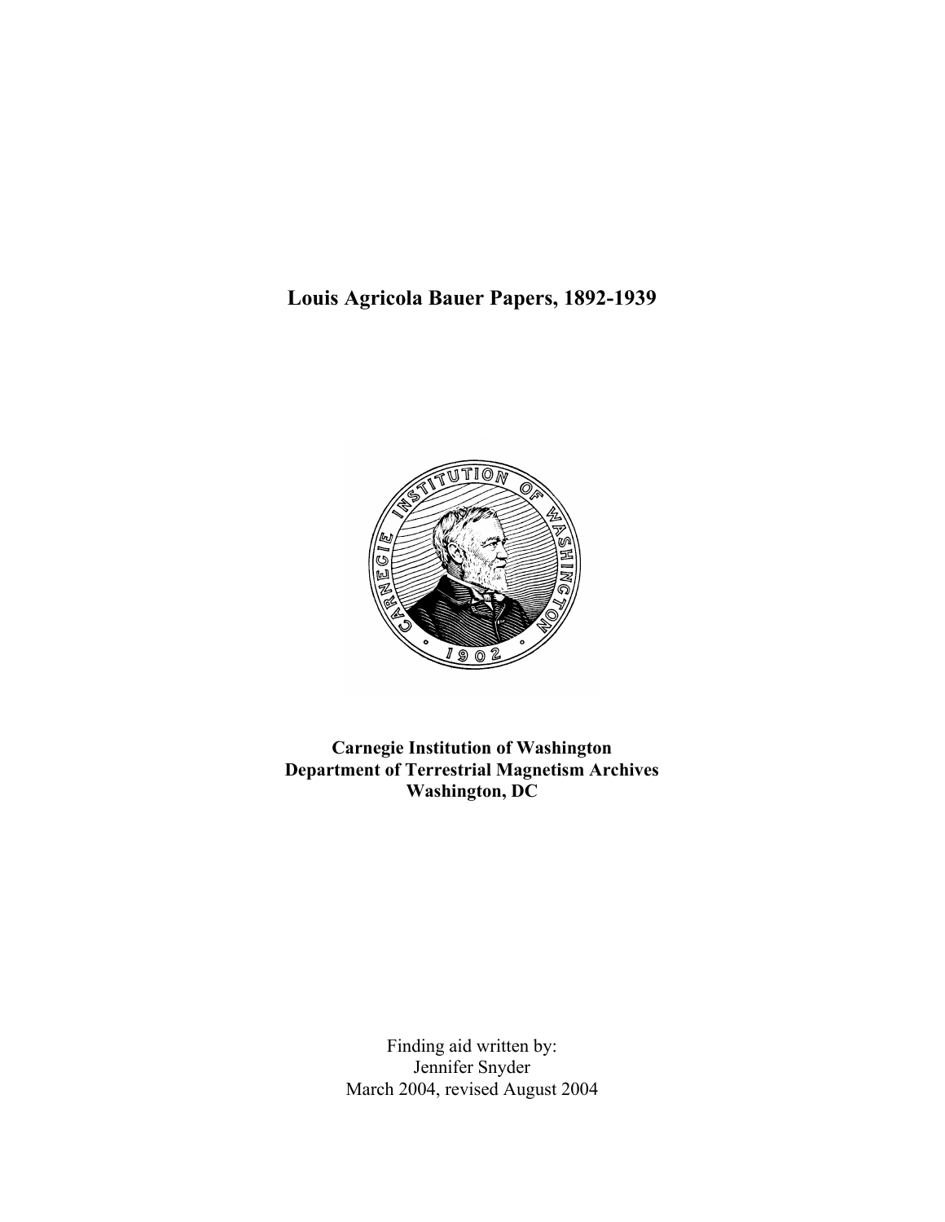# Louis Agricola Bauer Papers, 1892-1939

**Carnegie Institution of Washington**
**Department of Terrestrial Magnetism Archives**
**Washington, DC**

Finding aid written by:
Jennifer Snyder
March 2004, revised August 2004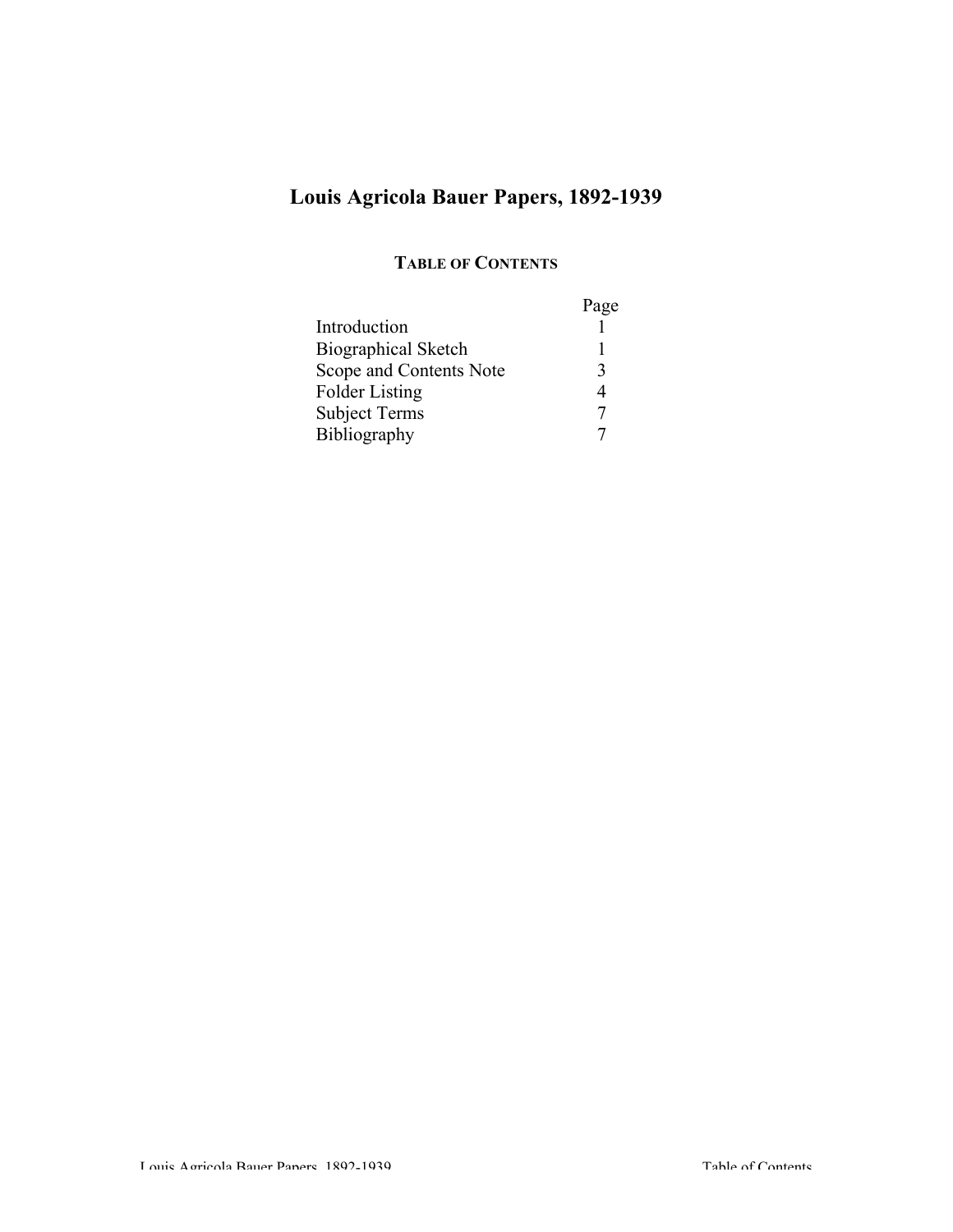# Louis Agricola Bauer Papers, 1892-1939

## TABLE OF CONTENTS

| | Page |
|---|---|
| Introduction | 1 |
| Biographical Sketch | 1 |
| Scope and Contents Note | 3 |
| Folder Listing | 4 |
| Subject Terms | 7 |
| Bibliography | 7 |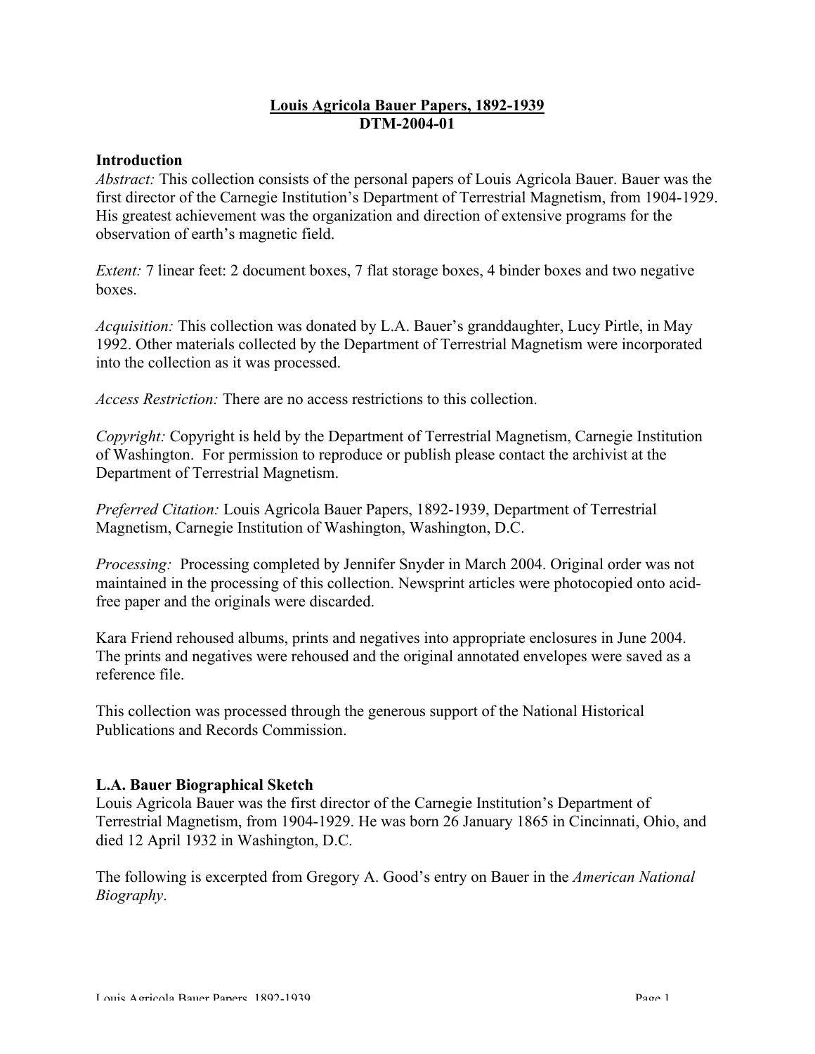**Louis Agricola Bauer Papers, 1892-1939**
**DTM-2004-01**

## Introduction

*Abstract:* This collection consists of the personal papers of Louis Agricola Bauer. Bauer was the first director of the Carnegie Institution's Department of Terrestrial Magnetism, from 1904-1929. His greatest achievement was the organization and direction of extensive programs for the observation of earth's magnetic field.

*Extent:* 7 linear feet: 2 document boxes, 7 flat storage boxes, 4 binder boxes and two negative boxes.

*Acquisition:* This collection was donated by L.A. Bauer's granddaughter, Lucy Pirtle, in May 1992. Other materials collected by the Department of Terrestrial Magnetism were incorporated into the collection as it was processed.

*Access Restriction:* There are no access restrictions to this collection.

*Copyright:* Copyright is held by the Department of Terrestrial Magnetism, Carnegie Institution of Washington. For permission to reproduce or publish please contact the archivist at the Department of Terrestrial Magnetism.

*Preferred Citation:* Louis Agricola Bauer Papers, 1892-1939, Department of Terrestrial Magnetism, Carnegie Institution of Washington, Washington, D.C.

*Processing:* Processing completed by Jennifer Snyder in March 2004. Original order was not maintained in the processing of this collection. Newsprint articles were photocopied onto acid-free paper and the originals were discarded.

Kara Friend rehoused albums, prints and negatives into appropriate enclosures in June 2004. The prints and negatives were rehoused and the original annotated envelopes were saved as a reference file.

This collection was processed through the generous support of the National Historical Publications and Records Commission.

## L.A. Bauer Biographical Sketch

Louis Agricola Bauer was the first director of the Carnegie Institution's Department of Terrestrial Magnetism, from 1904-1929. He was born 26 January 1865 in Cincinnati, Ohio, and died 12 April 1932 in Washington, D.C.

The following is excerpted from Gregory A. Good's entry on Bauer in the *American National Biography*.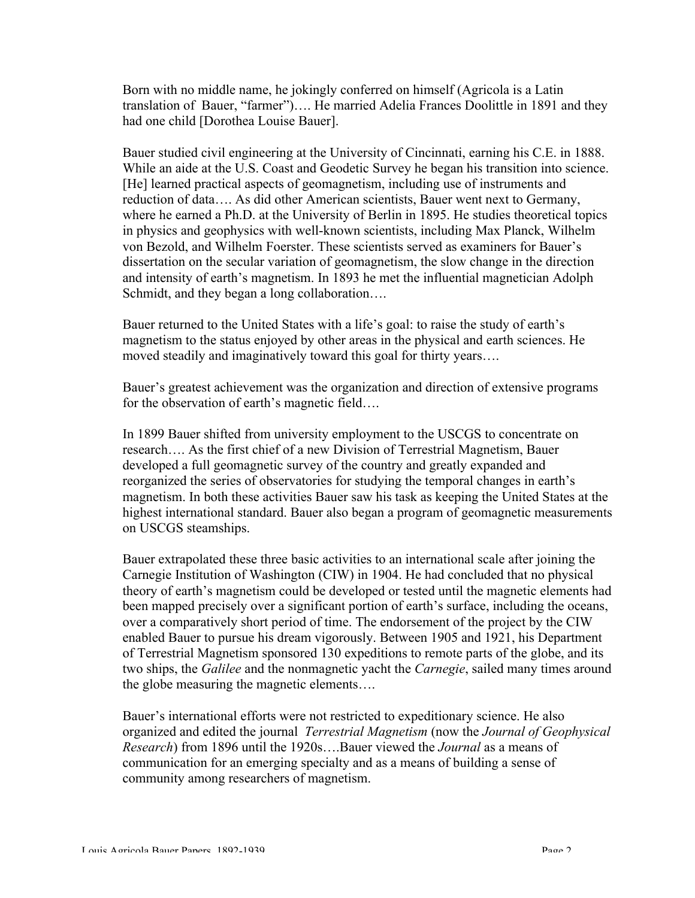Born with no middle name, he jokingly conferred on himself (Agricola is a Latin translation of Bauer, "farmer")…. He married Adelia Frances Doolittle in 1891 and they had one child [Dorothea Louise Bauer].

Bauer studied civil engineering at the University of Cincinnati, earning his C.E. in 1888. While an aide at the U.S. Coast and Geodetic Survey he began his transition into science. [He] learned practical aspects of geomagnetism, including use of instruments and reduction of data…. As did other American scientists, Bauer went next to Germany, where he earned a Ph.D. at the University of Berlin in 1895. He studies theoretical topics in physics and geophysics with well-known scientists, including Max Planck, Wilhelm von Bezold, and Wilhelm Foerster. These scientists served as examiners for Bauer's dissertation on the secular variation of geomagnetism, the slow change in the direction and intensity of earth's magnetism. In 1893 he met the influential magnetician Adolph Schmidt, and they began a long collaboration….

Bauer returned to the United States with a life's goal: to raise the study of earth's magnetism to the status enjoyed by other areas in the physical and earth sciences. He moved steadily and imaginatively toward this goal for thirty years….

Bauer's greatest achievement was the organization and direction of extensive programs for the observation of earth's magnetic field….

In 1899 Bauer shifted from university employment to the USCGS to concentrate on research…. As the first chief of a new Division of Terrestrial Magnetism, Bauer developed a full geomagnetic survey of the country and greatly expanded and reorganized the series of observatories for studying the temporal changes in earth's magnetism. In both these activities Bauer saw his task as keeping the United States at the highest international standard. Bauer also began a program of geomagnetic measurements on USCGS steamships.

Bauer extrapolated these three basic activities to an international scale after joining the Carnegie Institution of Washington (CIW) in 1904. He had concluded that no physical theory of earth's magnetism could be developed or tested until the magnetic elements had been mapped precisely over a significant portion of earth's surface, including the oceans, over a comparatively short period of time. The endorsement of the project by the CIW enabled Bauer to pursue his dream vigorously. Between 1905 and 1921, his Department of Terrestrial Magnetism sponsored 130 expeditions to remote parts of the globe, and its two ships, the *Galilee* and the nonmagnetic yacht the *Carnegie*, sailed many times around the globe measuring the magnetic elements….

Bauer's international efforts were not restricted to expeditionary science. He also organized and edited the journal *Terrestrial Magnetism* (now the *Journal of Geophysical Research*) from 1896 until the 1920s….Bauer viewed the *Journal* as a means of communication for an emerging specialty and as a means of building a sense of community among researchers of magnetism.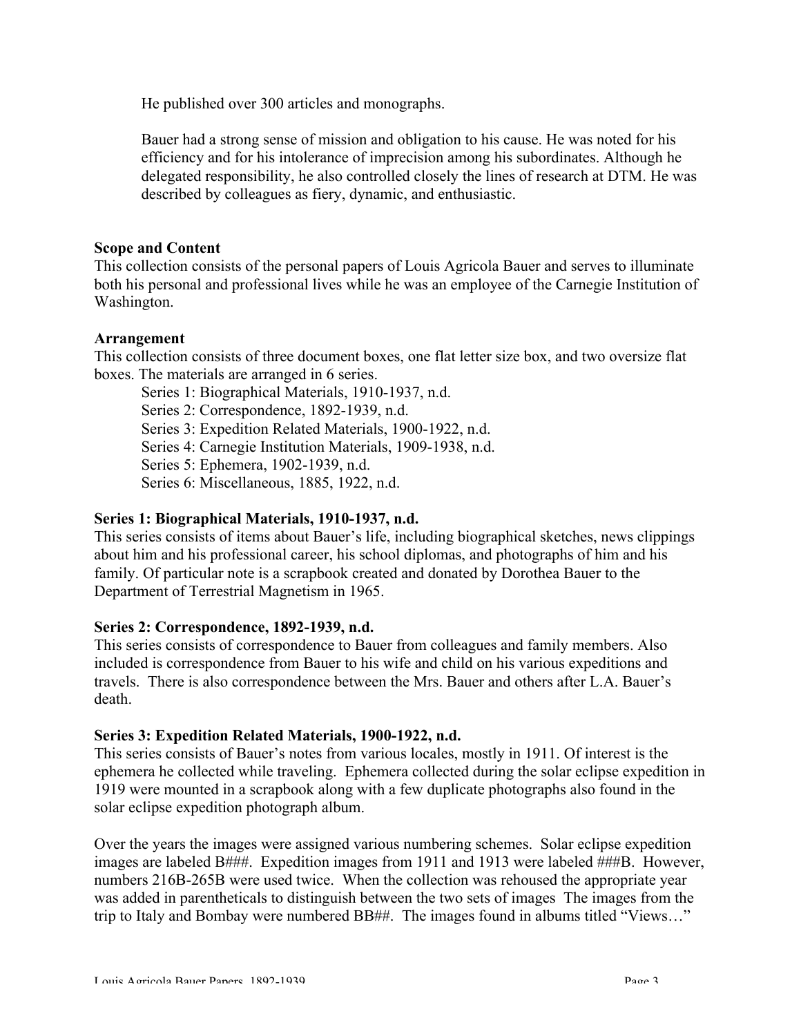He published over 300 articles and monographs.

Bauer had a strong sense of mission and obligation to his cause. He was noted for his efficiency and for his intolerance of imprecision among his subordinates. Although he delegated responsibility, he also controlled closely the lines of research at DTM. He was described by colleagues as fiery, dynamic, and enthusiastic.

**Scope and Content**

This collection consists of the personal papers of Louis Agricola Bauer and serves to illuminate both his personal and professional lives while he was an employee of the Carnegie Institution of Washington.

**Arrangement**

This collection consists of three document boxes, one flat letter size box, and two oversize flat boxes. The materials are arranged in 6 series.

- Series 1: Biographical Materials, 1910-1937, n.d.
- Series 2: Correspondence, 1892-1939, n.d.
- Series 3: Expedition Related Materials, 1900-1922, n.d.
- Series 4: Carnegie Institution Materials, 1909-1938, n.d.
- Series 5: Ephemera, 1902-1939, n.d.
- Series 6: Miscellaneous, 1885, 1922, n.d.

**Series 1: Biographical Materials, 1910-1937, n.d.**

This series consists of items about Bauer's life, including biographical sketches, news clippings about him and his professional career, his school diplomas, and photographs of him and his family. Of particular note is a scrapbook created and donated by Dorothea Bauer to the Department of Terrestrial Magnetism in 1965.

**Series 2: Correspondence, 1892-1939, n.d.**

This series consists of correspondence to Bauer from colleagues and family members. Also included is correspondence from Bauer to his wife and child on his various expeditions and travels. There is also correspondence between the Mrs. Bauer and others after L.A. Bauer's death.

**Series 3: Expedition Related Materials, 1900-1922, n.d.**

This series consists of Bauer's notes from various locales, mostly in 1911. Of interest is the ephemera he collected while traveling. Ephemera collected during the solar eclipse expedition in 1919 were mounted in a scrapbook along with a few duplicate photographs also found in the solar eclipse expedition photograph album.

Over the years the images were assigned various numbering schemes. Solar eclipse expedition images are labeled B###. Expedition images from 1911 and 1913 were labeled ###B. However, numbers 216B-265B were used twice. When the collection was rehoused the appropriate year was added in parentheticals to distinguish between the two sets of images The images from the trip to Italy and Bombay were numbered BB##. The images found in albums titled "Views…"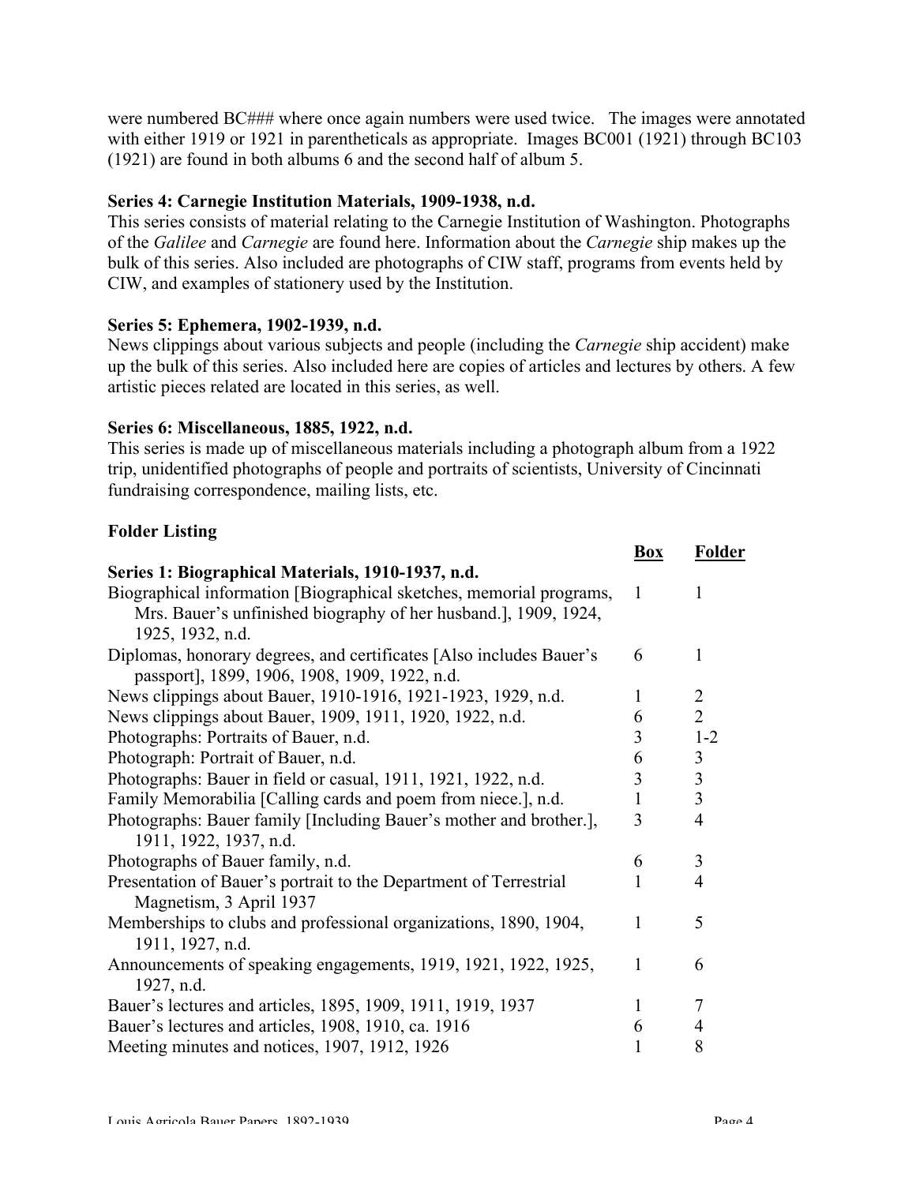were numbered BC### where once again numbers were used twice. The images were annotated with either 1919 or 1921 in parentheticals as appropriate. Images BC001 (1921) through BC103 (1921) are found in both albums 6 and the second half of album 5.

**Series 4: Carnegie Institution Materials, 1909-1938, n.d.**

This series consists of material relating to the Carnegie Institution of Washington. Photographs of the *Galilee* and *Carnegie* are found here. Information about the *Carnegie* ship makes up the bulk of this series. Also included are photographs of CIW staff, programs from events held by CIW, and examples of stationery used by the Institution.

**Series 5: Ephemera, 1902-1939, n.d.**

News clippings about various subjects and people (including the *Carnegie* ship accident) make up the bulk of this series. Also included here are copies of articles and lectures by others. A few artistic pieces related are located in this series, as well.

**Series 6: Miscellaneous, 1885, 1922, n.d.**

This series is made up of miscellaneous materials including a photograph album from a 1922 trip, unidentified photographs of people and portraits of scientists, University of Cincinnati fundraising correspondence, mailing lists, etc.

**Folder Listing**

| | Box | Folder |
|---|---|---|
| **Series 1: Biographical Materials, 1910-1937, n.d.** | | |
| Biographical information [Biographical sketches, memorial programs, Mrs. Bauer's unfinished biography of her husband.], 1909, 1924, 1925, 1932, n.d. | 1 | 1 |
| Diplomas, honorary degrees, and certificates [Also includes Bauer's passport], 1899, 1906, 1908, 1909, 1922, n.d. | 6 | 1 |
| News clippings about Bauer, 1910-1916, 1921-1923, 1929, n.d. | 1 | 2 |
| News clippings about Bauer, 1909, 1911, 1920, 1922, n.d. | 6 | 2 |
| Photographs: Portraits of Bauer, n.d. | 3 | 1-2 |
| Photograph: Portrait of Bauer, n.d. | 6 | 3 |
| Photographs: Bauer in field or casual, 1911, 1921, 1922, n.d. | 3 | 3 |
| Family Memorabilia [Calling cards and poem from niece.], n.d. | 1 | 3 |
| Photographs: Bauer family [Including Bauer's mother and brother.], 1911, 1922, 1937, n.d. | 3 | 4 |
| Photographs of Bauer family, n.d. | 6 | 3 |
| Presentation of Bauer's portrait to the Department of Terrestrial Magnetism, 3 April 1937 | 1 | 4 |
| Memberships to clubs and professional organizations, 1890, 1904, 1911, 1927, n.d. | 1 | 5 |
| Announcements of speaking engagements, 1919, 1921, 1922, 1925, 1927, n.d. | 1 | 6 |
| Bauer's lectures and articles, 1895, 1909, 1911, 1919, 1937 | 1 | 7 |
| Bauer's lectures and articles, 1908, 1910, ca. 1916 | 6 | 4 |
| Meeting minutes and notices, 1907, 1912, 1926 | 1 | 8 |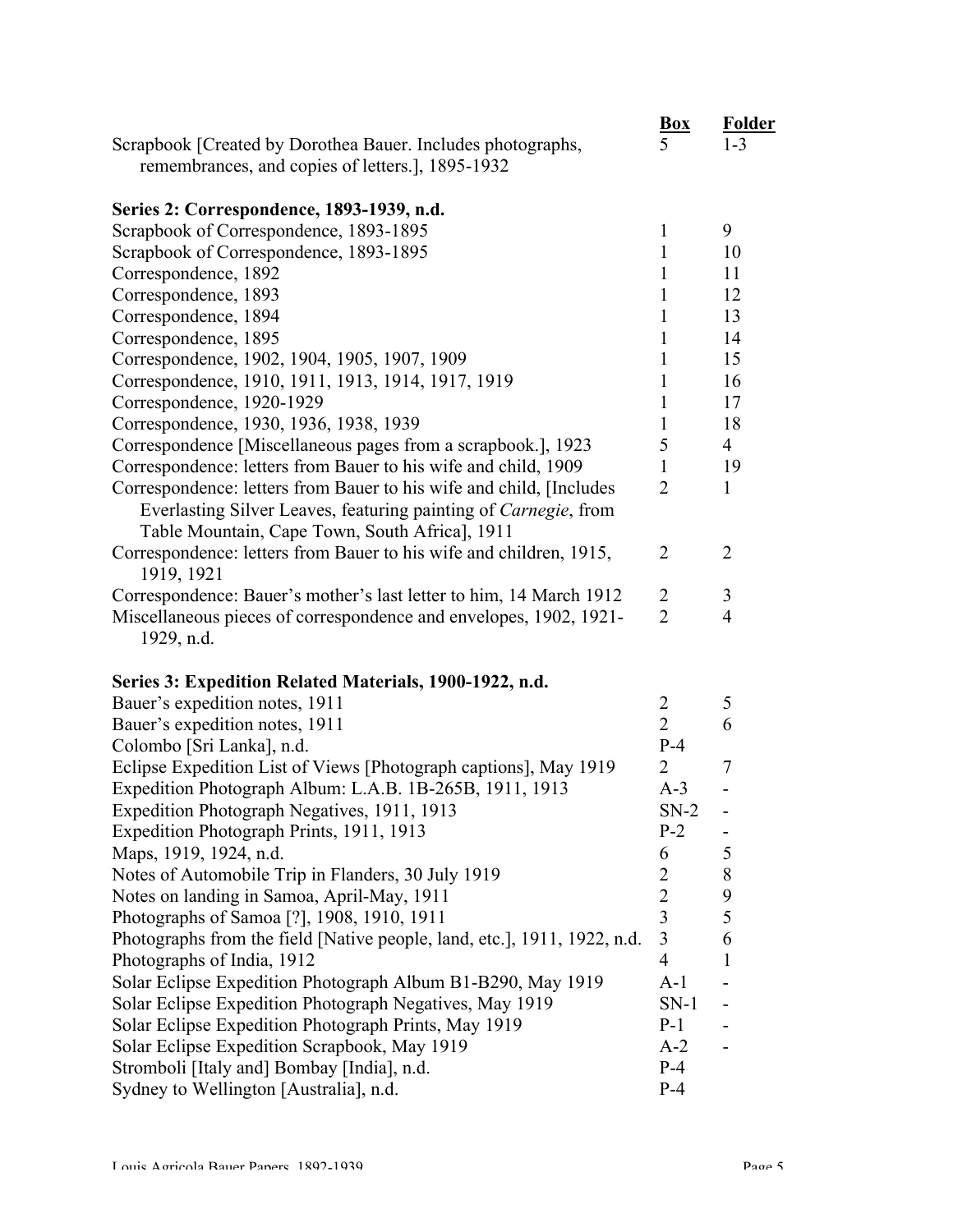| | Box | Folder |
|---|---|---|
| Scrapbook [Created by Dorothea Bauer. Includes photographs, remembrances, and copies of letters.], 1895-1932 | 5 | 1-3 |

**Series 2: Correspondence, 1893-1939, n.d.**

| | Box | Folder |
|---|---|---|
| Scrapbook of Correspondence, 1893-1895 | 1 | 9 |
| Scrapbook of Correspondence, 1893-1895 | 1 | 10 |
| Correspondence, 1892 | 1 | 11 |
| Correspondence, 1893 | 1 | 12 |
| Correspondence, 1894 | 1 | 13 |
| Correspondence, 1895 | 1 | 14 |
| Correspondence, 1902, 1904, 1905, 1907, 1909 | 1 | 15 |
| Correspondence, 1910, 1911, 1913, 1914, 1917, 1919 | 1 | 16 |
| Correspondence, 1920-1929 | 1 | 17 |
| Correspondence, 1930, 1936, 1938, 1939 | 1 | 18 |
| Correspondence [Miscellaneous pages from a scrapbook.], 1923 | 5 | 4 |
| Correspondence: letters from Bauer to his wife and child, 1909 | 1 | 19 |
| Correspondence: letters from Bauer to his wife and child, [Includes Everlasting Silver Leaves, featuring painting of *Carnegie*, from Table Mountain, Cape Town, South Africa], 1911 | 2 | 1 |
| Correspondence: letters from Bauer to his wife and children, 1915, 1919, 1921 | 2 | 2 |
| Correspondence: Bauer's mother's last letter to him, 14 March 1912 | 2 | 3 |
| Miscellaneous pieces of correspondence and envelopes, 1902, 1921-1929, n.d. | 2 | 4 |

**Series 3: Expedition Related Materials, 1900-1922, n.d.**

| | Box | Folder |
|---|---|---|
| Bauer's expedition notes, 1911 | 2 | 5 |
| Bauer's expedition notes, 1911 | 2 | 6 |
| Colombo [Sri Lanka], n.d. | P-4 | |
| Eclipse Expedition List of Views [Photograph captions], May 1919 | 2 | 7 |
| Expedition Photograph Album: L.A.B. 1B-265B, 1911, 1913 | A-3 | - |
| Expedition Photograph Negatives, 1911, 1913 | SN-2 | - |
| Expedition Photograph Prints, 1911, 1913 | P-2 | - |
| Maps, 1919, 1924, n.d. | 6 | 5 |
| Notes of Automobile Trip in Flanders, 30 July 1919 | 2 | 8 |
| Notes on landing in Samoa, April-May, 1911 | 2 | 9 |
| Photographs of Samoa [?], 1908, 1910, 1911 | 3 | 5 |
| Photographs from the field [Native people, land, etc.], 1911, 1922, n.d. | 3 | 6 |
| Photographs of India, 1912 | 4 | 1 |
| Solar Eclipse Expedition Photograph Album B1-B290, May 1919 | A-1 | - |
| Solar Eclipse Expedition Photograph Negatives, May 1919 | SN-1 | - |
| Solar Eclipse Expedition Photograph Prints, May 1919 | P-1 | - |
| Solar Eclipse Expedition Scrapbook, May 1919 | A-2 | - |
| Stromboli [Italy and] Bombay [India], n.d. | P-4 | |
| Sydney to Wellington [Australia], n.d. | P-4 | |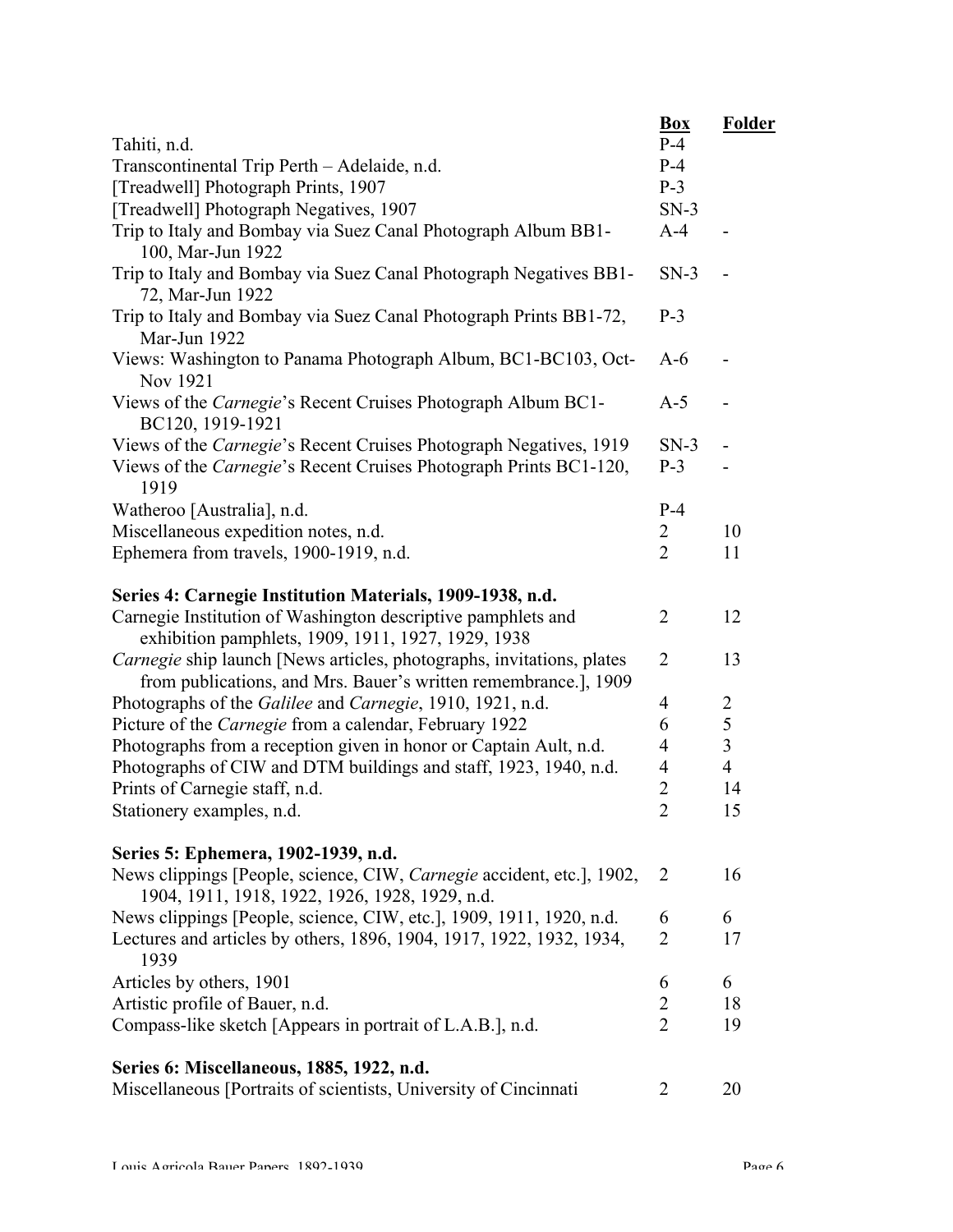| | Box | Folder |
|---|---|---|
| Tahiti, n.d. | P-4 | |
| Transcontinental Trip Perth – Adelaide, n.d. | P-4 | |
| [Treadwell] Photograph Prints, 1907 | P-3 | |
| [Treadwell] Photograph Negatives, 1907 | SN-3 | |
| Trip to Italy and Bombay via Suez Canal Photograph Album BB1-100, Mar-Jun 1922 | A-4 | - |
| Trip to Italy and Bombay via Suez Canal Photograph Negatives BB1-72, Mar-Jun 1922 | SN-3 | - |
| Trip to Italy and Bombay via Suez Canal Photograph Prints BB1-72, Mar-Jun 1922 | P-3 | |
| Views: Washington to Panama Photograph Album, BC1-BC103, Oct-Nov 1921 | A-6 | - |
| Views of the *Carnegie*'s Recent Cruises Photograph Album BC1-BC120, 1919-1921 | A-5 | - |
| Views of the *Carnegie*'s Recent Cruises Photograph Negatives, 1919 | SN-3 | - |
| Views of the *Carnegie*'s Recent Cruises Photograph Prints BC1-120, 1919 | P-3 | - |
| Watheroo [Australia], n.d. | P-4 | |
| Miscellaneous expedition notes, n.d. | 2 | 10 |
| Ephemera from travels, 1900-1919, n.d. | 2 | 11 |

**Series 4: Carnegie Institution Materials, 1909-1938, n.d.**

| | Box | Folder |
|---|---|---|
| Carnegie Institution of Washington descriptive pamphlets and exhibition pamphlets, 1909, 1911, 1927, 1929, 1938 | 2 | 12 |
| *Carnegie* ship launch [News articles, photographs, invitations, plates from publications, and Mrs. Bauer's written remembrance.], 1909 | 2 | 13 |
| Photographs of the *Galilee* and *Carnegie*, 1910, 1921, n.d. | 4 | 2 |
| Picture of the *Carnegie* from a calendar, February 1922 | 6 | 5 |
| Photographs from a reception given in honor or Captain Ault, n.d. | 4 | 3 |
| Photographs of CIW and DTM buildings and staff, 1923, 1940, n.d. | 4 | 4 |
| Prints of Carnegie staff, n.d. | 2 | 14 |
| Stationery examples, n.d. | 2 | 15 |

**Series 5: Ephemera, 1902-1939, n.d.**

| | Box | Folder |
|---|---|---|
| News clippings [People, science, CIW, *Carnegie* accident, etc.], 1902, 1904, 1911, 1918, 1922, 1926, 1928, 1929, n.d. | 2 | 16 |
| News clippings [People, science, CIW, etc.], 1909, 1911, 1920, n.d. | 6 | 6 |
| Lectures and articles by others, 1896, 1904, 1917, 1922, 1932, 1934, 1939 | 2 | 17 |
| Articles by others, 1901 | 6 | 6 |
| Artistic profile of Bauer, n.d. | 2 | 18 |
| Compass-like sketch [Appears in portrait of L.A.B.], n.d. | 2 | 19 |

**Series 6: Miscellaneous, 1885, 1922, n.d.**

| | Box | Folder |
|---|---|---|
| Miscellaneous [Portraits of scientists, University of Cincinnati | 2 | 20 |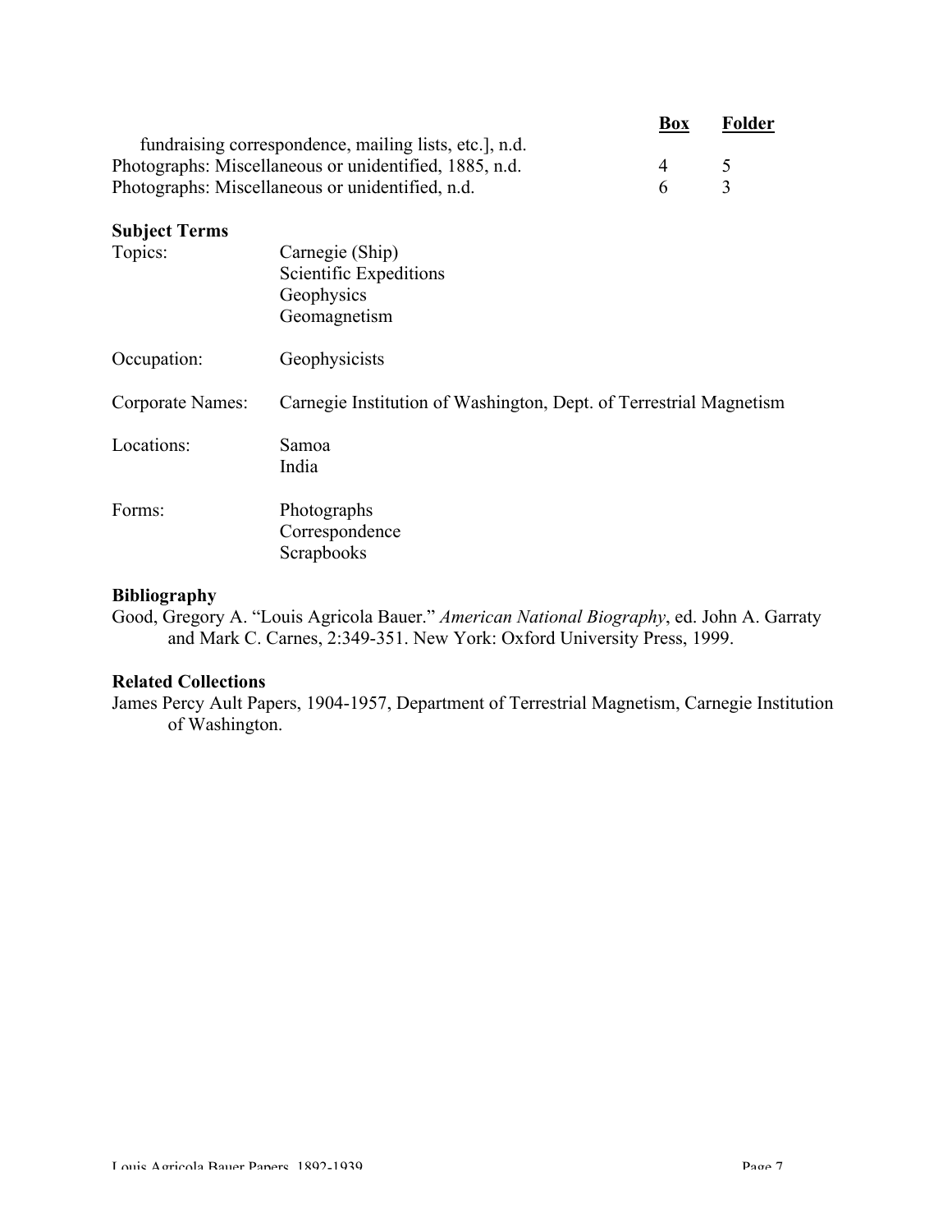| | Box | Folder |
|---|---|---|
| fundraising correspondence, mailing lists, etc.], n.d. | | |
| Photographs: Miscellaneous or unidentified, 1885, n.d. | 4 | 5 |
| Photographs: Miscellaneous or unidentified, n.d. | 6 | 3 |

**Subject Terms**

| | |
|---|---|
| Topics: | Carnegie (Ship)<br>Scientific Expeditions<br>Geophysics<br>Geomagnetism |
| Occupation: | Geophysicists |
| Corporate Names: | Carnegie Institution of Washington, Dept. of Terrestrial Magnetism |
| Locations: | Samoa<br>India |
| Forms: | Photographs<br>Correspondence<br>Scrapbooks |

**Bibliography**

Good, Gregory A. "Louis Agricola Bauer." *American National Biography*, ed. John A. Garraty and Mark C. Carnes, 2:349-351. New York: Oxford University Press, 1999.

**Related Collections**

James Percy Ault Papers, 1904-1957, Department of Terrestrial Magnetism, Carnegie Institution of Washington.